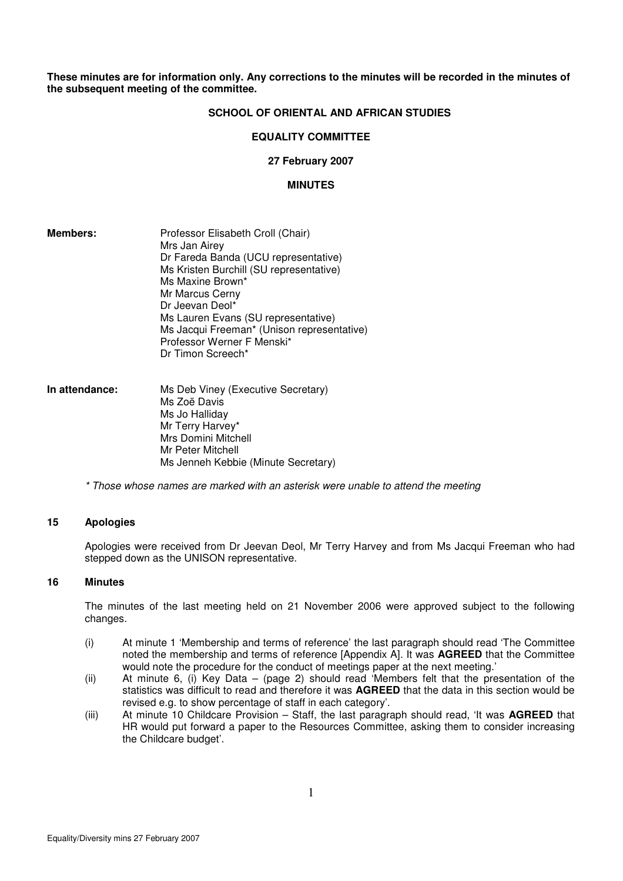**These minutes are for information only. Any corrections to the minutes will be recorded in the minutes of the subsequent meeting of the committee.**

# SCHOOL OF ORIENTAL AND AFRICAN STUDIES

## EQUALITY COMMITTEE

### 27 February 2007

### MINUTES

**Members:**

Professor Elisabeth Croll (Chair)
Mrs Jan Airey
Dr Fareda Banda (UCU representative)
Ms Kristen Burchill (SU representative)
Ms Maxine Brown*
Mr Marcus Cerny
Dr Jeevan Deol*
Ms Lauren Evans (SU representative)
Ms Jacqui Freeman* (Unison representative)
Professor Werner F Menski*
Dr Timon Screech*

**In attendance:**

Ms Deb Viney (Executive Secretary)
Ms Zoë Davis
Ms Jo Halliday
Mr Terry Harvey*
Mrs Domini Mitchell
Mr Peter Mitchell
Ms Jenneh Kebbie (Minute Secretary)

*\* Those whose names are marked with an asterisk were unable to attend the meeting*

**15 Apologies**

Apologies were received from Dr Jeevan Deol, Mr Terry Harvey and from Ms Jacqui Freeman who had stepped down as the UNISON representative.

**16 Minutes**

The minutes of the last meeting held on 21 November 2006 were approved subject to the following changes.

(i) At minute 1 'Membership and terms of reference' the last paragraph should read 'The Committee noted the membership and terms of reference [Appendix A]. It was **AGREED** that the Committee would note the procedure for the conduct of meetings paper at the next meeting.'

(ii) At minute 6, (i) Key Data – (page 2) should read 'Members felt that the presentation of the statistics was difficult to read and therefore it was **AGREED** that the data in this section would be revised e.g. to show percentage of staff in each category'.

(iii) At minute 10 Childcare Provision – Staff, the last paragraph should read, 'It was **AGREED** that HR would put forward a paper to the Resources Committee, asking them to consider increasing the Childcare budget'.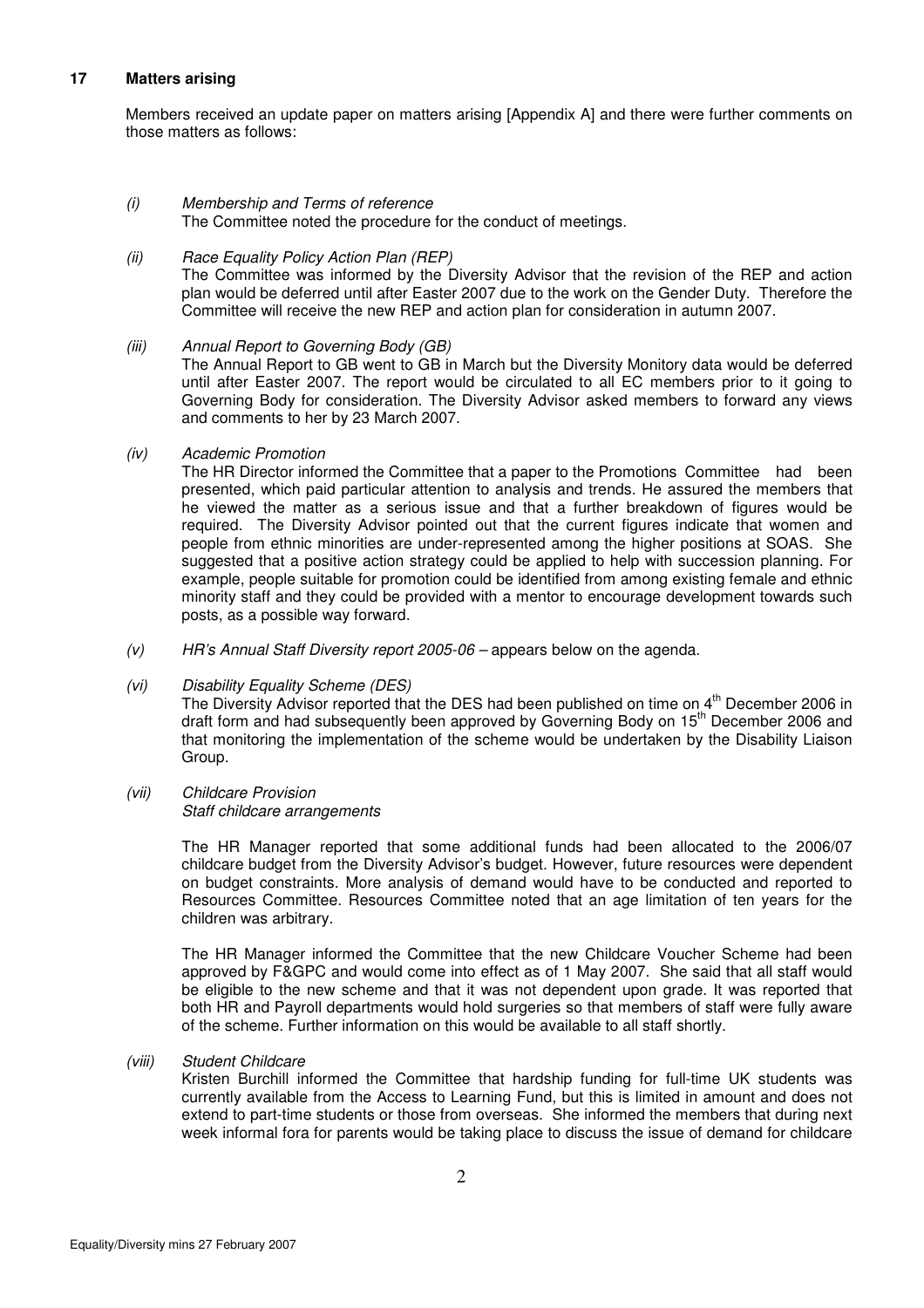## 17 Matters arising

Members received an update paper on matters arising [Appendix A] and there were further comments on those matters as follows:

*(i) Membership and Terms of reference*

The Committee noted the procedure for the conduct of meetings.

*(ii) Race Equality Policy Action Plan (REP)*

The Committee was informed by the Diversity Advisor that the revision of the REP and action plan would be deferred until after Easter 2007 due to the work on the Gender Duty. Therefore the Committee will receive the new REP and action plan for consideration in autumn 2007.

*(iii) Annual Report to Governing Body (GB)*

The Annual Report to GB went to GB in March but the Diversity Monitory data would be deferred until after Easter 2007. The report would be circulated to all EC members prior to it going to Governing Body for consideration. The Diversity Advisor asked members to forward any views and comments to her by 23 March 2007.

*(iv) Academic Promotion*

The HR Director informed the Committee that a paper to the Promotions Committee had been presented, which paid particular attention to analysis and trends. He assured the members that he viewed the matter as a serious issue and that a further breakdown of figures would be required. The Diversity Advisor pointed out that the current figures indicate that women and people from ethnic minorities are under-represented among the higher positions at SOAS. She suggested that a positive action strategy could be applied to help with succession planning. For example, people suitable for promotion could be identified from among existing female and ethnic minority staff and they could be provided with a mentor to encourage development towards such posts, as a possible way forward.

*(v) HR's Annual Staff Diversity report 2005-06* – appears below on the agenda.

*(vi) Disability Equality Scheme (DES)*

The Diversity Advisor reported that the DES had been published on time on 4th December 2006 in draft form and had subsequently been approved by Governing Body on 15th December 2006 and that monitoring the implementation of the scheme would be undertaken by the Disability Liaison Group.

*(vii) Childcare Provision*
*Staff childcare arrangements*

The HR Manager reported that some additional funds had been allocated to the 2006/07 childcare budget from the Diversity Advisor's budget. However, future resources were dependent on budget constraints. More analysis of demand would have to be conducted and reported to Resources Committee. Resources Committee noted that an age limitation of ten years for the children was arbitrary.

The HR Manager informed the Committee that the new Childcare Voucher Scheme had been approved by F&GPC and would come into effect as of 1 May 2007. She said that all staff would be eligible to the new scheme and that it was not dependent upon grade. It was reported that both HR and Payroll departments would hold surgeries so that members of staff were fully aware of the scheme. Further information on this would be available to all staff shortly.

*(viii) Student Childcare*

Kristen Burchill informed the Committee that hardship funding for full-time UK students was currently available from the Access to Learning Fund, but this is limited in amount and does not extend to part-time students or those from overseas. She informed the members that during next week informal fora for parents would be taking place to discuss the issue of demand for childcare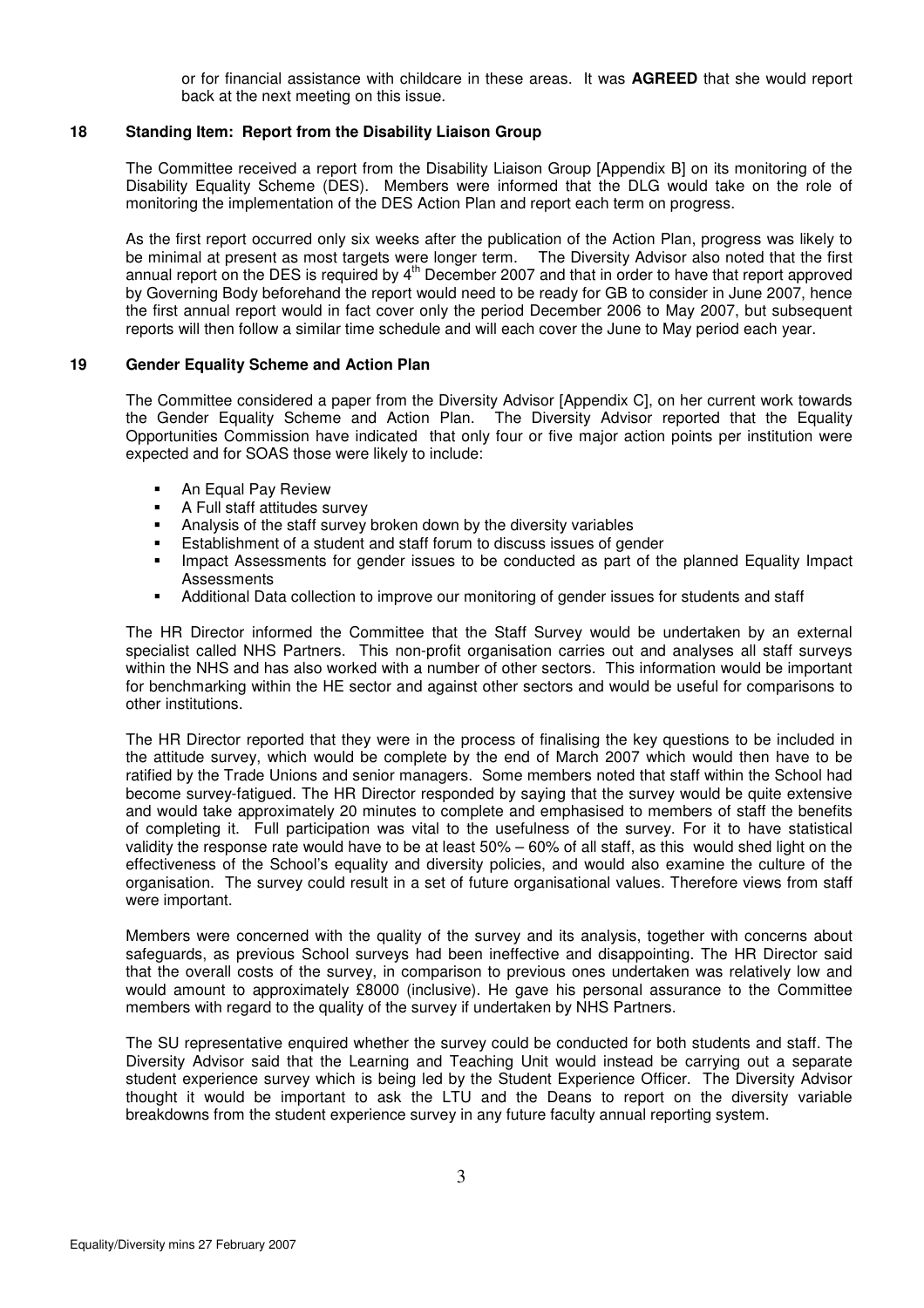or for financial assistance with childcare in these areas. It was **AGREED** that she would report back at the next meeting on this issue.

**18 Standing Item: Report from the Disability Liaison Group**

The Committee received a report from the Disability Liaison Group [Appendix B] on its monitoring of the Disability Equality Scheme (DES). Members were informed that the DLG would take on the role of monitoring the implementation of the DES Action Plan and report each term on progress.

As the first report occurred only six weeks after the publication of the Action Plan, progress was likely to be minimal at present as most targets were longer term. The Diversity Advisor also noted that the first annual report on the DES is required by 4th December 2007 and that in order to have that report approved by Governing Body beforehand the report would need to be ready for GB to consider in June 2007, hence the first annual report would in fact cover only the period December 2006 to May 2007, but subsequent reports will then follow a similar time schedule and will each cover the June to May period each year.

**19 Gender Equality Scheme and Action Plan**

The Committee considered a paper from the Diversity Advisor [Appendix C], on her current work towards the Gender Equality Scheme and Action Plan. The Diversity Advisor reported that the Equality Opportunities Commission have indicated that only four or five major action points per institution were expected and for SOAS those were likely to include:

- An Equal Pay Review
- A Full staff attitudes survey
- Analysis of the staff survey broken down by the diversity variables
- Establishment of a student and staff forum to discuss issues of gender
- Impact Assessments for gender issues to be conducted as part of the planned Equality Impact Assessments
- Additional Data collection to improve our monitoring of gender issues for students and staff

The HR Director informed the Committee that the Staff Survey would be undertaken by an external specialist called NHS Partners. This non-profit organisation carries out and analyses all staff surveys within the NHS and has also worked with a number of other sectors. This information would be important for benchmarking within the HE sector and against other sectors and would be useful for comparisons to other institutions.

The HR Director reported that they were in the process of finalising the key questions to be included in the attitude survey, which would be complete by the end of March 2007 which would then have to be ratified by the Trade Unions and senior managers. Some members noted that staff within the School had become survey-fatigued. The HR Director responded by saying that the survey would be quite extensive and would take approximately 20 minutes to complete and emphasised to members of staff the benefits of completing it. Full participation was vital to the usefulness of the survey. For it to have statistical validity the response rate would have to be at least 50% – 60% of all staff, as this would shed light on the effectiveness of the School's equality and diversity policies, and would also examine the culture of the organisation. The survey could result in a set of future organisational values. Therefore views from staff were important.

Members were concerned with the quality of the survey and its analysis, together with concerns about safeguards, as previous School surveys had been ineffective and disappointing. The HR Director said that the overall costs of the survey, in comparison to previous ones undertaken was relatively low and would amount to approximately £8000 (inclusive). He gave his personal assurance to the Committee members with regard to the quality of the survey if undertaken by NHS Partners.

The SU representative enquired whether the survey could be conducted for both students and staff. The Diversity Advisor said that the Learning and Teaching Unit would instead be carrying out a separate student experience survey which is being led by the Student Experience Officer. The Diversity Advisor thought it would be important to ask the LTU and the Deans to report on the diversity variable breakdowns from the student experience survey in any future faculty annual reporting system.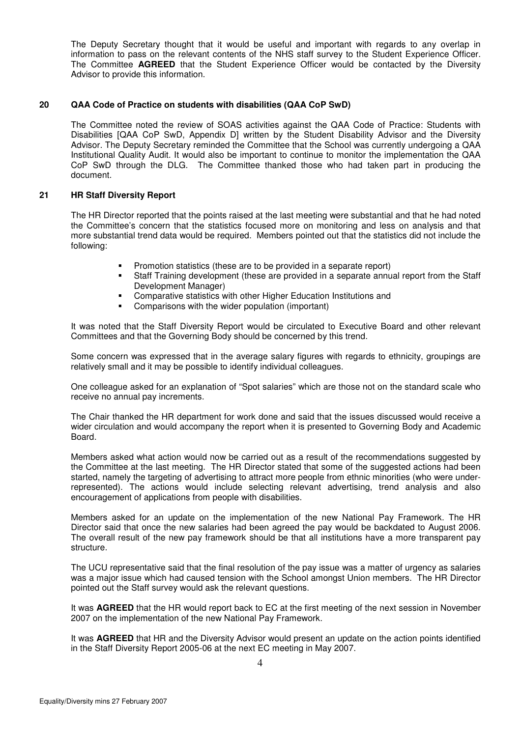The Deputy Secretary thought that it would be useful and important with regards to any overlap in information to pass on the relevant contents of the NHS staff survey to the Student Experience Officer. The Committee **AGREED** that the Student Experience Officer would be contacted by the Diversity Advisor to provide this information.

## 20 QAA Code of Practice on students with disabilities (QAA CoP SwD)

The Committee noted the review of SOAS activities against the QAA Code of Practice: Students with Disabilities [QAA CoP SwD, Appendix D] written by the Student Disability Advisor and the Diversity Advisor. The Deputy Secretary reminded the Committee that the School was currently undergoing a QAA Institutional Quality Audit. It would also be important to continue to monitor the implementation the QAA CoP SwD through the DLG. The Committee thanked those who had taken part in producing the document.

## 21 HR Staff Diversity Report

The HR Director reported that the points raised at the last meeting were substantial and that he had noted the Committee's concern that the statistics focused more on monitoring and less on analysis and that more substantial trend data would be required. Members pointed out that the statistics did not include the following:

- Promotion statistics (these are to be provided in a separate report)
- Staff Training development (these are provided in a separate annual report from the Staff Development Manager)
- Comparative statistics with other Higher Education Institutions and
- Comparisons with the wider population (important)

It was noted that the Staff Diversity Report would be circulated to Executive Board and other relevant Committees and that the Governing Body should be concerned by this trend.

Some concern was expressed that in the average salary figures with regards to ethnicity, groupings are relatively small and it may be possible to identify individual colleagues.

One colleague asked for an explanation of "Spot salaries" which are those not on the standard scale who receive no annual pay increments.

The Chair thanked the HR department for work done and said that the issues discussed would receive a wider circulation and would accompany the report when it is presented to Governing Body and Academic Board.

Members asked what action would now be carried out as a result of the recommendations suggested by the Committee at the last meeting. The HR Director stated that some of the suggested actions had been started, namely the targeting of advertising to attract more people from ethnic minorities (who were under-represented). The actions would include selecting relevant advertising, trend analysis and also encouragement of applications from people with disabilities.

Members asked for an update on the implementation of the new National Pay Framework. The HR Director said that once the new salaries had been agreed the pay would be backdated to August 2006. The overall result of the new pay framework should be that all institutions have a more transparent pay structure.

The UCU representative said that the final resolution of the pay issue was a matter of urgency as salaries was a major issue which had caused tension with the School amongst Union members. The HR Director pointed out the Staff survey would ask the relevant questions.

It was **AGREED** that the HR would report back to EC at the first meeting of the next session in November 2007 on the implementation of the new National Pay Framework.

It was **AGREED** that HR and the Diversity Advisor would present an update on the action points identified in the Staff Diversity Report 2005-06 at the next EC meeting in May 2007.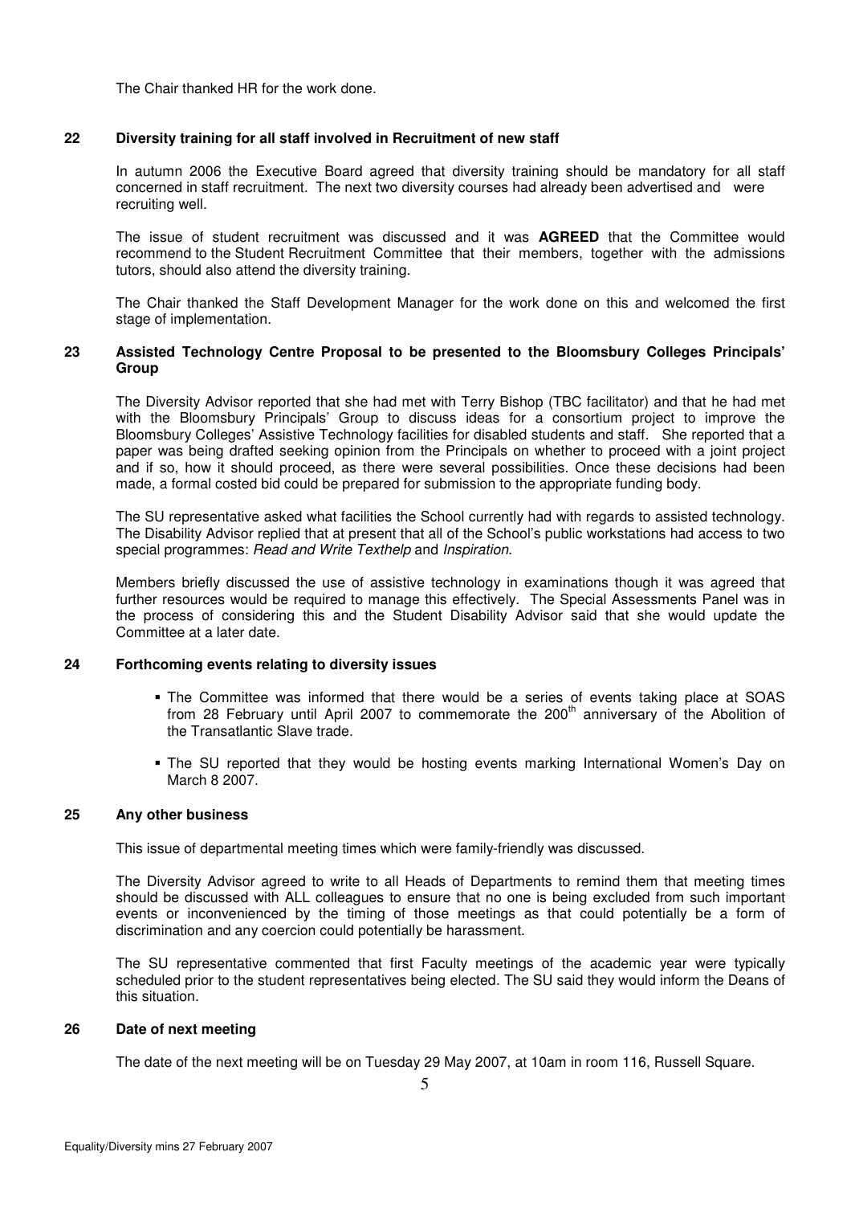The Chair thanked HR for the work done.

### 22 Diversity training for all staff involved in Recruitment of new staff

In autumn 2006 the Executive Board agreed that diversity training should be mandatory for all staff concerned in staff recruitment. The next two diversity courses had already been advertised and were recruiting well.

The issue of student recruitment was discussed and it was **AGREED** that the Committee would recommend to the Student Recruitment Committee that their members, together with the admissions tutors, should also attend the diversity training.

The Chair thanked the Staff Development Manager for the work done on this and welcomed the first stage of implementation.

### 23 Assisted Technology Centre Proposal to be presented to the Bloomsbury Colleges Principals' Group

The Diversity Advisor reported that she had met with Terry Bishop (TBC facilitator) and that he had met with the Bloomsbury Principals' Group to discuss ideas for a consortium project to improve the Bloomsbury Colleges' Assistive Technology facilities for disabled students and staff. She reported that a paper was being drafted seeking opinion from the Principals on whether to proceed with a joint project and if so, how it should proceed, as there were several possibilities. Once these decisions had been made, a formal costed bid could be prepared for submission to the appropriate funding body.

The SU representative asked what facilities the School currently had with regards to assisted technology. The Disability Advisor replied that at present that all of the School's public workstations had access to two special programmes: *Read and Write Texthelp* and *Inspiration.*

Members briefly discussed the use of assistive technology in examinations though it was agreed that further resources would be required to manage this effectively. The Special Assessments Panel was in the process of considering this and the Student Disability Advisor said that she would update the Committee at a later date.

### 24 Forthcoming events relating to diversity issues

- The Committee was informed that there would be a series of events taking place at SOAS from 28 February until April 2007 to commemorate the 200th anniversary of the Abolition of the Transatlantic Slave trade.
- The SU reported that they would be hosting events marking International Women's Day on March 8 2007.

### 25 Any other business

This issue of departmental meeting times which were family-friendly was discussed.

The Diversity Advisor agreed to write to all Heads of Departments to remind them that meeting times should be discussed with ALL colleagues to ensure that no one is being excluded from such important events or inconvenienced by the timing of those meetings as that could potentially be a form of discrimination and any coercion could potentially be harassment.

The SU representative commented that first Faculty meetings of the academic year were typically scheduled prior to the student representatives being elected. The SU said they would inform the Deans of this situation.

### 26 Date of next meeting

The date of the next meeting will be on Tuesday 29 May 2007, at 10am in room 116, Russell Square.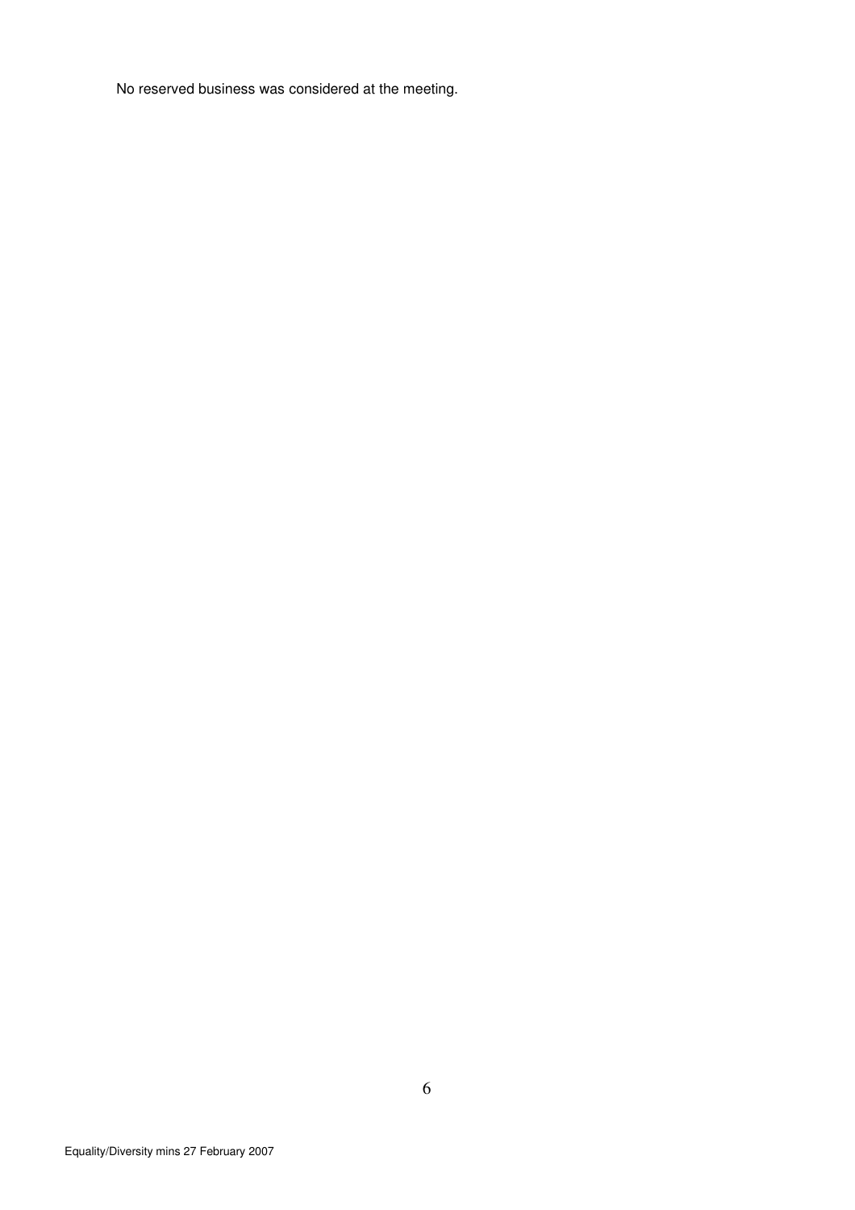No reserved business was considered at the meeting.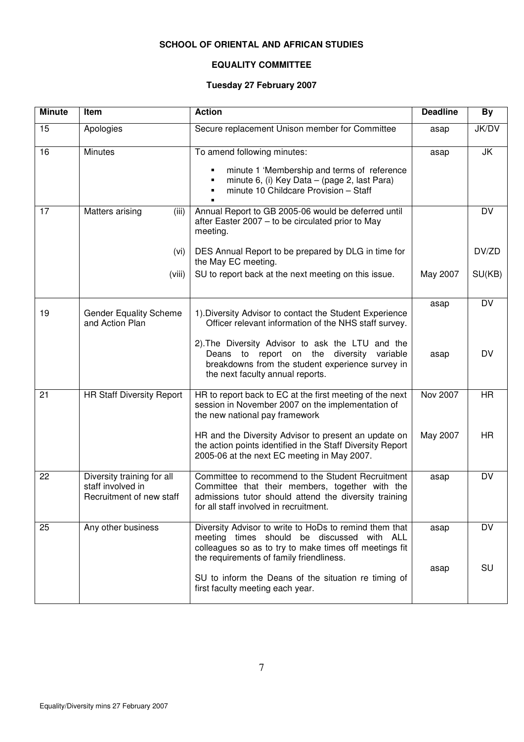**SCHOOL OF ORIENTAL AND AFRICAN STUDIES**

**EQUALITY COMMITTEE**

**Tuesday 27 February 2007**

| Minute | Item | Action | Deadline | By |
|---|---|---|---|---|
| 15 | Apologies | Secure replacement Unison member for Committee | asap | JK/DV |
| 16 | Minutes | To amend following minutes:<br>▪ minute 1 'Membership and terms of reference<br>▪ minute 6, (i) Key Data – (page 2, last Para)<br>▪ minute 10 Childcare Provision – Staff<br>▪ | asap | JK |
| 17 | Matters arising (iii) | Annual Report to GB 2005-06 would be deferred until after Easter 2007 – to be circulated prior to May meeting. | | DV |
| | (vi) | DES Annual Report to be prepared by DLG in time for the May EC meeting. | | DV/ZD |
| | (viii) | SU to report back at the next meeting on this issue. | May 2007 | SU(KB) |
| 19 | Gender Equality Scheme and Action Plan | 1).Diversity Advisor to contact the Student Experience Officer relevant information of the NHS staff survey. | asap | DV |
| | | 2).The Diversity Advisor to ask the LTU and the Deans to report on the diversity variable breakdowns from the student experience survey in the next faculty annual reports. | asap | DV |
| 21 | HR Staff Diversity Report | HR to report back to EC at the first meeting of the next session in November 2007 on the implementation of the new national pay framework | Nov 2007 | HR |
| | | HR and the Diversity Advisor to present an update on the action points identified in the Staff Diversity Report 2005-06 at the next EC meeting in May 2007. | May 2007 | HR |
| 22 | Diversity training for all staff involved in Recruitment of new staff | Committee to recommend to the Student Recruitment Committee that their members, together with the admissions tutor should attend the diversity training for all staff involved in recruitment. | asap | DV |
| 25 | Any other business | Diversity Advisor to write to HoDs to remind them that meeting times should be discussed with ALL colleagues so as to try to make times off meetings fit the requirements of family friendliness. | asap | DV |
| | | SU to inform the Deans of the situation re timing of first faculty meeting each year. | asap | SU |

Equality/Diversity mins 27 February 2007